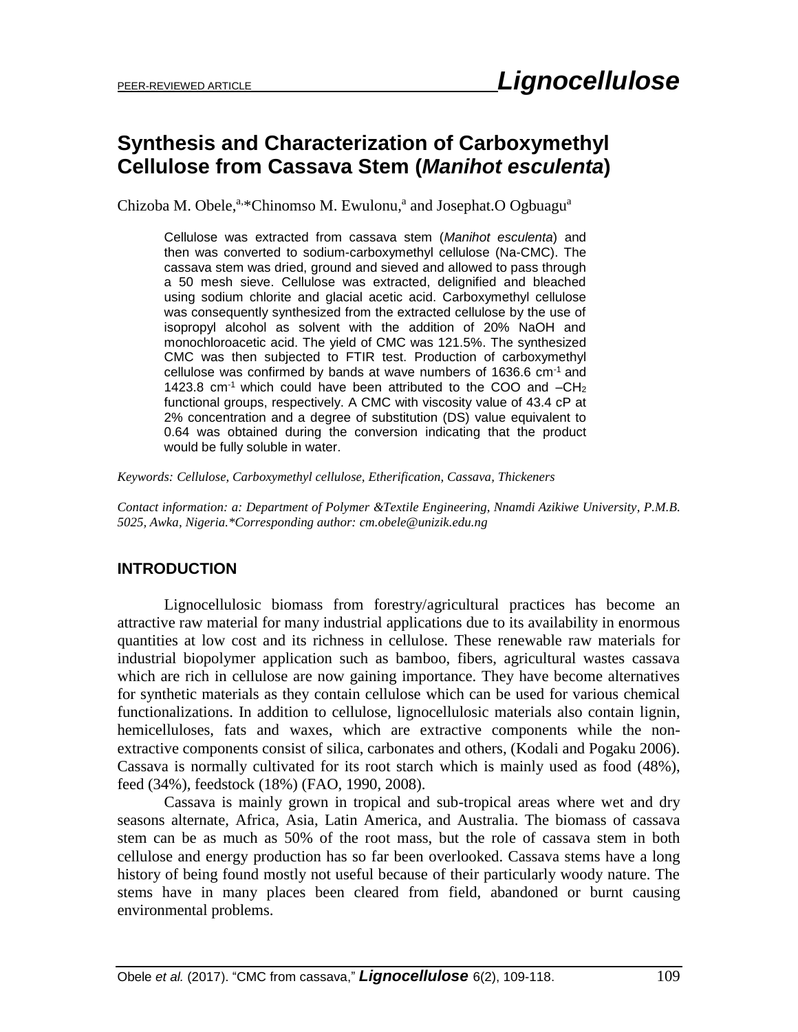PEER-REVIEWED ARTICLE

# Synthesis and Characterization of Carboxymethyl Cellulose from Cassava Stem (*Manihot esculenta*)

Chizoba M. Obele,[a,]*Chinomso M. Ewulonu,[a] and Josephat.O Ogbuagu[a]

Cellulose was extracted from cassava stem (*Manihot esculenta*) and then was converted to sodium-carboxymethyl cellulose (Na-CMC). The cassava stem was dried, ground and sieved and allowed to pass through a 50 mesh sieve. Cellulose was extracted, delignified and bleached using sodium chlorite and glacial acetic acid. Carboxymethyl cellulose was consequently synthesized from the extracted cellulose by the use of isopropyl alcohol as solvent with the addition of 20% NaOH and monochloroacetic acid. The yield of CMC was 121.5%. The synthesized CMC was then subjected to FTIR test. Production of carboxymethyl cellulose was confirmed by bands at wave numbers of 1636.6 $cm^{-1}$ and 1423.8 $cm^{-1}$ which could have been attributed to the COO and $-CH_2$ functional groups, respectively. A CMC with viscosity value of 43.4 cP at 2% concentration and a degree of substitution (DS) value equivalent to 0.64 was obtained during the conversion indicating that the product would be fully soluble in water.

*Keywords: Cellulose, Carboxymethyl cellulose, Etherification, Cassava, Thickeners*

*Contact information: a: Department of Polymer &Textile Engineering, Nnamdi Azikiwe University, P.M.B. 5025, Awka, Nigeria.*Corresponding author: cm.obele@unizik.edu.ng*

## INTRODUCTION

Lignocellulosic biomass from forestry/agricultural practices has become an attractive raw material for many industrial applications due to its availability in enormous quantities at low cost and its richness in cellulose. These renewable raw materials for industrial biopolymer application such as bamboo, fibers, agricultural wastes cassava which are rich in cellulose are now gaining importance. They have become alternatives for synthetic materials as they contain cellulose which can be used for various chemical functionalizations. In addition to cellulose, lignocellulosic materials also contain lignin, hemicelluloses, fats and waxes, which are extractive components while the non-extractive components consist of silica, carbonates and others, (Kodali and Pogaku 2006). Cassava is normally cultivated for its root starch which is mainly used as food (48%), feed (34%), feedstock (18%) (FAO, 1990, 2008).

Cassava is mainly grown in tropical and sub-tropical areas where wet and dry seasons alternate, Africa, Asia, Latin America, and Australia. The biomass of cassava stem can be as much as 50% of the root mass, but the role of cassava stem in both cellulose and energy production has so far been overlooked. Cassava stems have a long history of being found mostly not useful because of their particularly woody nature. The stems have in many places been cleared from field, abandoned or burnt causing environmental problems.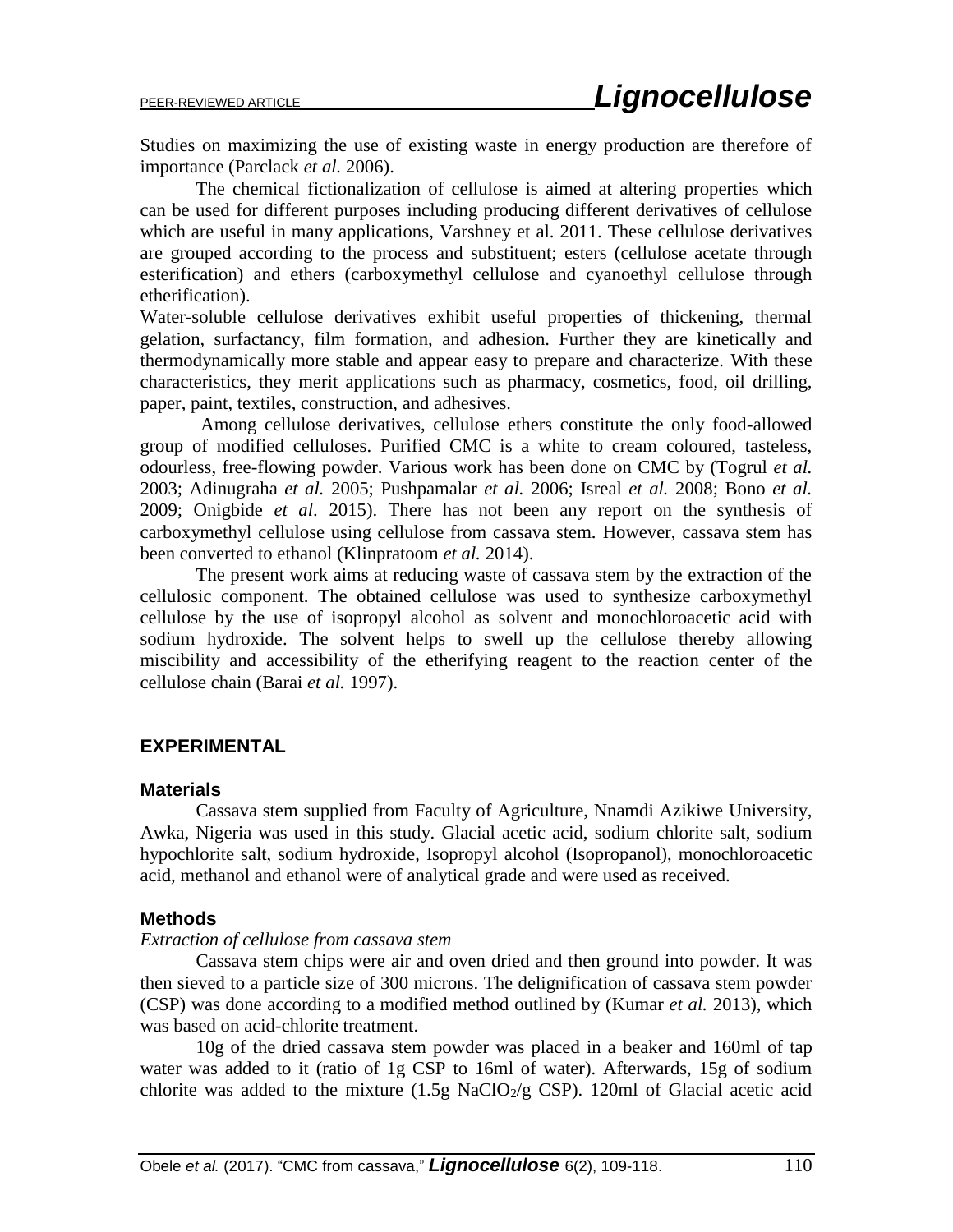Studies on maximizing the use of existing waste in energy production are therefore of importance (Parclack *et al.* 2006).

The chemical fictionalization of cellulose is aimed at altering properties which can be used for different purposes including producing different derivatives of cellulose which are useful in many applications, Varshney et al. 2011. These cellulose derivatives are grouped according to the process and substituent; esters (cellulose acetate through esterification) and ethers (carboxymethyl cellulose and cyanoethyl cellulose through etherification).

Water-soluble cellulose derivatives exhibit useful properties of thickening, thermal gelation, surfactancy, film formation, and adhesion. Further they are kinetically and thermodynamically more stable and appear easy to prepare and characterize. With these characteristics, they merit applications such as pharmacy, cosmetics, food, oil drilling, paper, paint, textiles, construction, and adhesives.

Among cellulose derivatives, cellulose ethers constitute the only food-allowed group of modified celluloses. Purified CMC is a white to cream coloured, tasteless, odourless, free-flowing powder. Various work has been done on CMC by (Togrul *et al.* 2003; Adinugraha *et al.* 2005; Pushpamalar *et al.* 2006; Isreal *et al.* 2008; Bono *et al.* 2009; Onigbide *et al*. 2015). There has not been any report on the synthesis of carboxymethyl cellulose using cellulose from cassava stem. However, cassava stem has been converted to ethanol (Klinpratoom *et al.* 2014).

The present work aims at reducing waste of cassava stem by the extraction of the cellulosic component. The obtained cellulose was used to synthesize carboxymethyl cellulose by the use of isopropyl alcohol as solvent and monochloroacetic acid with sodium hydroxide. The solvent helps to swell up the cellulose thereby allowing miscibility and accessibility of the etherifying reagent to the reaction center of the cellulose chain (Barai *et al.* 1997).

## EXPERIMENTAL

### Materials

Cassava stem supplied from Faculty of Agriculture, Nnamdi Azikiwe University, Awka, Nigeria was used in this study. Glacial acetic acid, sodium chlorite salt, sodium hypochlorite salt, sodium hydroxide, Isopropyl alcohol (Isopropanol), monochloroacetic acid, methanol and ethanol were of analytical grade and were used as received.

### Methods

*Extraction of cellulose from cassava stem*

Cassava stem chips were air and oven dried and then ground into powder. It was then sieved to a particle size of 300 microns. The delignification of cassava stem powder (CSP) was done according to a modified method outlined by (Kumar *et al.* 2013), which was based on acid-chlorite treatment.

10g of the dried cassava stem powder was placed in a beaker and 160ml of tap water was added to it (ratio of 1g CSP to 16ml of water). Afterwards, 15g of sodium chlorite was added to the mixture (1.5g $NaClO_2$/g CSP). 120ml of Glacial acetic acid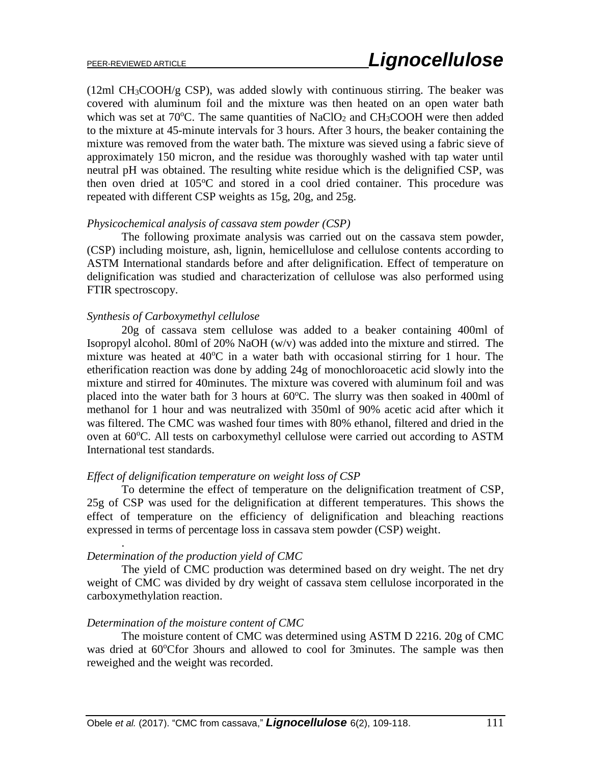(12ml $CH_3COOH$/g CSP), was added slowly with continuous stirring. The beaker was covered with aluminum foil and the mixture was then heated on an open water bath which was set at 70°C. The same quantities of $NaClO_2$ and $CH_3COOH$ were then added to the mixture at 45-minute intervals for 3 hours. After 3 hours, the beaker containing the mixture was removed from the water bath. The mixture was sieved using a fabric sieve of approximately 150 micron, and the residue was thoroughly washed with tap water until neutral pH was obtained. The resulting white residue which is the delignified CSP, was then oven dried at 105°C and stored in a cool dried container. This procedure was repeated with different CSP weights as 15g, 20g, and 25g.

*Physicochemical analysis of cassava stem powder (CSP)*

The following proximate analysis was carried out on the cassava stem powder, (CSP) including moisture, ash, lignin, hemicellulose and cellulose contents according to ASTM International standards before and after delignification. Effect of temperature on delignification was studied and characterization of cellulose was also performed using FTIR spectroscopy.

*Synthesis of Carboxymethyl cellulose*

20g of cassava stem cellulose was added to a beaker containing 400ml of Isopropyl alcohol. 80ml of 20% NaOH (w/v) was added into the mixture and stirred. The mixture was heated at 40°C in a water bath with occasional stirring for 1 hour. The etherification reaction was done by adding 24g of monochloroacetic acid slowly into the mixture and stirred for 40minutes. The mixture was covered with aluminum foil and was placed into the water bath for 3 hours at 60°C. The slurry was then soaked in 400ml of methanol for 1 hour and was neutralized with 350ml of 90% acetic acid after which it was filtered. The CMC was washed four times with 80% ethanol, filtered and dried in the oven at 60°C. All tests on carboxymethyl cellulose were carried out according to ASTM International test standards.

*Effect of delignification temperature on weight loss of CSP*

To determine the effect of temperature on the delignification treatment of CSP, 25g of CSP was used for the delignification at different temperatures. This shows the effect of temperature on the efficiency of delignification and bleaching reactions expressed in terms of percentage loss in cassava stem powder (CSP) weight.

*Determination of the production yield of CMC*

The yield of CMC production was determined based on dry weight. The net dry weight of CMC was divided by dry weight of cassava stem cellulose incorporated in the carboxymethylation reaction.

*Determination of the moisture content of CMC*

The moisture content of CMC was determined using ASTM D 2216. 20g of CMC was dried at 60°Cfor 3hours and allowed to cool for 3minutes. The sample was then reweighed and the weight was recorded.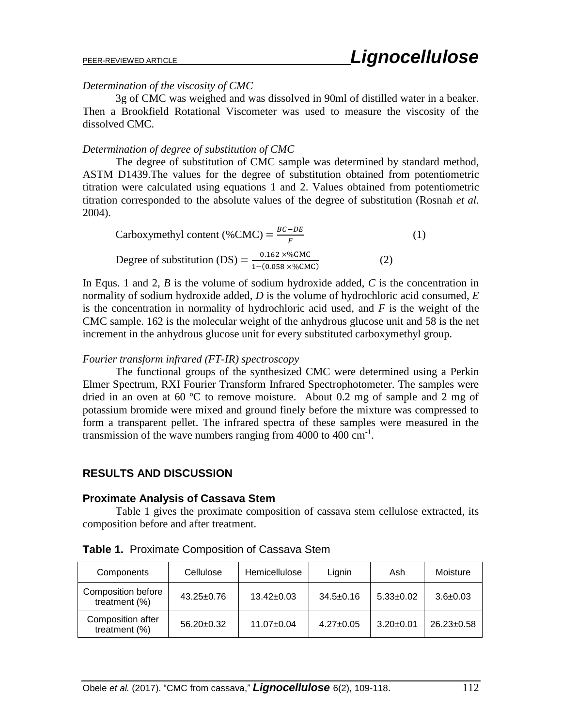*Determination of the viscosity of CMC*

3g of CMC was weighed and was dissolved in 90ml of distilled water in a beaker. Then a Brookfield Rotational Viscometer was used to measure the viscosity of the dissolved CMC.

*Determination of degree of substitution of CMC*

The degree of substitution of CMC sample was determined by standard method, ASTM D1439.The values for the degree of substitution obtained from potentiometric titration were calculated using equations 1 and 2. Values obtained from potentiometric titration corresponded to the absolute values of the degree of substitution (Rosnah *et al.* 2004).

$$\text{Carboxymethyl content (\%CMC)} = \frac{BC - DE}{F} \quad (1)$$

$$\text{Degree of substitution (DS)} = \frac{0.162 \times \%\text{CMC}}{1 - (0.058 \times \%\text{CMC})} \quad (2)$$

In Equs. 1 and 2, $B$ is the volume of sodium hydroxide added, $C$ is the concentration in normality of sodium hydroxide added, $D$ is the volume of hydrochloric acid consumed, $E$ is the concentration in normality of hydrochloric acid used, and $F$ is the weight of the CMC sample. 162 is the molecular weight of the anhydrous glucose unit and 58 is the net increment in the anhydrous glucose unit for every substituted carboxymethyl group.

*Fourier transform infrared (FT-IR) spectroscopy*

The functional groups of the synthesized CMC were determined using a Perkin Elmer Spectrum, RXI Fourier Transform Infrared Spectrophotometer. The samples were dried in an oven at 60 ºC to remove moisture. About 0.2 mg of sample and 2 mg of potassium bromide were mixed and ground finely before the mixture was compressed to form a transparent pellet. The infrared spectra of these samples were measured in the transmission of the wave numbers ranging from 4000 to 400 $cm^{-1}$.

## RESULTS AND DISCUSSION

### Proximate Analysis of Cassava Stem

Table 1 gives the proximate composition of cassava stem cellulose extracted, its composition before and after treatment.

**Table 1.** Proximate Composition of Cassava Stem

| Components | Cellulose | Hemicellulose | Lignin | Ash | Moisture |
|---|---|---|---|---|---|
| Composition before treatment (%) | 43.25±0.76 | 13.42±0.03 | 34.5±0.16 | 5.33±0.02 | 3.6±0.03 |
| Composition after treatment (%) | 56.20±0.32 | 11.07±0.04 | 4.27±0.05 | 3.20±0.01 | 26.23±0.58 |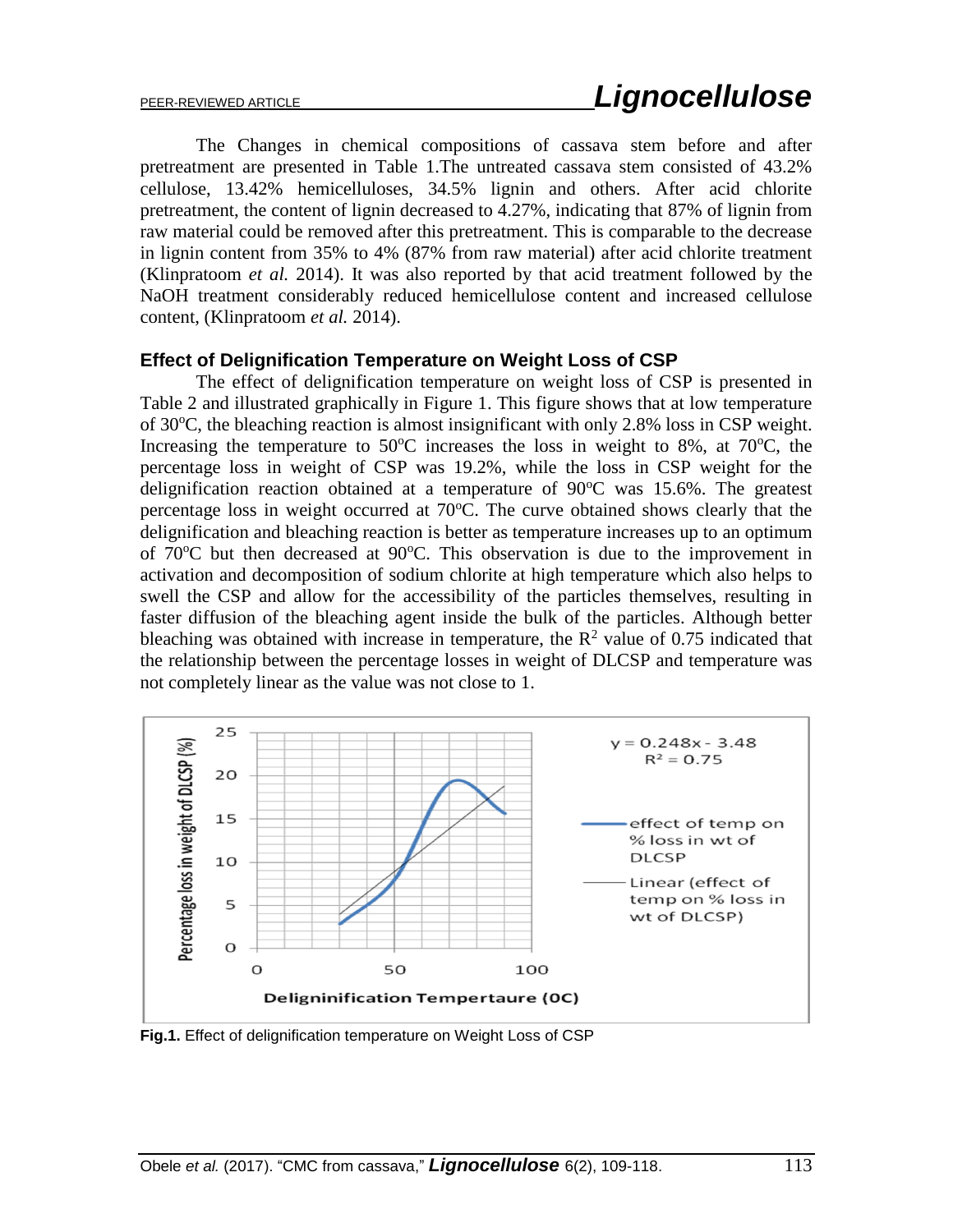The Changes in chemical compositions of cassava stem before and after pretreatment are presented in Table 1.The untreated cassava stem consisted of 43.2% cellulose, 13.42% hemicelluloses, 34.5% lignin and others. After acid chlorite pretreatment, the content of lignin decreased to 4.27%, indicating that 87% of lignin from raw material could be removed after this pretreatment. This is comparable to the decrease in lignin content from 35% to 4% (87% from raw material) after acid chlorite treatment (Klinpratoom *et al.* 2014). It was also reported by that acid treatment followed by the NaOH treatment considerably reduced hemicellulose content and increased cellulose content, (Klinpratoom *et al.* 2014).

### Effect of Delignification Temperature on Weight Loss of CSP

The effect of delignification temperature on weight loss of CSP is presented in Table 2 and illustrated graphically in Figure 1. This figure shows that at low temperature of 30°C, the bleaching reaction is almost insignificant with only 2.8% loss in CSP weight. Increasing the temperature to 50°C increases the loss in weight to 8%, at 70°C, the percentage loss in weight of CSP was 19.2%, while the loss in CSP weight for the delignification reaction obtained at a temperature of 90°C was 15.6%. The greatest percentage loss in weight occurred at 70°C. The curve obtained shows clearly that the delignification and bleaching reaction is better as temperature increases up to an optimum of 70°C but then decreased at 90°C. This observation is due to the improvement in activation and decomposition of sodium chlorite at high temperature which also helps to swell the CSP and allow for the accessibility of the particles themselves, resulting in faster diffusion of the bleaching agent inside the bulk of the particles. Although better bleaching was obtained with increase in temperature, the $R^2$ value of 0.75 indicated that the relationship between the percentage losses in weight of DLCSP and temperature was not completely linear as the value was not close to 1.

**Fig.1.** Effect of delignification temperature on Weight Loss of CSP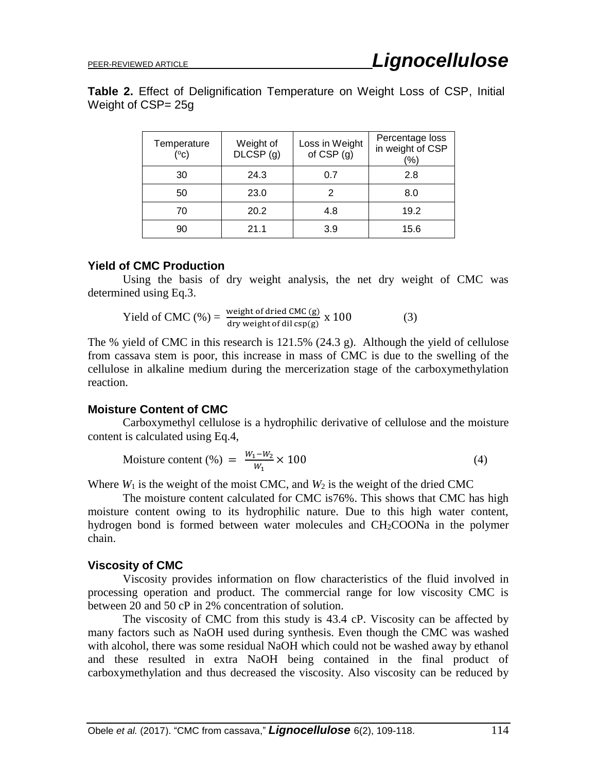**Table 2.** Effect of Delignification Temperature on Weight Loss of CSP, Initial Weight of CSP= 25g

| Temperature (°c) | Weight of DLCSP (g) | Loss in Weight of CSP (g) | Percentage loss in weight of CSP (%) |
|---|---|---|---|
| 30 | 24.3 | 0.7 | 2.8 |
| 50 | 23.0 | 2 | 8.0 |
| 70 | 20.2 | 4.8 | 19.2 |
| 90 | 21.1 | 3.9 | 15.6 |

### Yield of CMC Production

Using the basis of dry weight analysis, the net dry weight of CMC was determined using Eq.3.

$$\text{Yield of CMC (\%)} = \frac{\text{weight of dried CMC (g)}}{\text{dry weight of dil csp(g)}} \times 100 \qquad (3)$$

The % yield of CMC in this research is 121.5% (24.3 g). Although the yield of cellulose from cassava stem is poor, this increase in mass of CMC is due to the swelling of the cellulose in alkaline medium during the mercerization stage of the carboxymethylation reaction.

### Moisture Content of CMC

Carboxymethyl cellulose is a hydrophilic derivative of cellulose and the moisture content is calculated using Eq.4,

$$\text{Moisture content (\%)} = \frac{W_1 - W_2}{W_1} \times 100 \qquad (4)$$

Where $W_1$ is the weight of the moist CMC, and $W_2$ is the weight of the dried CMC

The moisture content calculated for CMC is76%. This shows that CMC has high moisture content owing to its hydrophilic nature. Due to this high water content, hydrogen bond is formed between water molecules and $CH_2COONa$ in the polymer chain.

### Viscosity of CMC

Viscosity provides information on flow characteristics of the fluid involved in processing operation and product. The commercial range for low viscosity CMC is between 20 and 50 cP in 2% concentration of solution.

The viscosity of CMC from this study is 43.4 cP. Viscosity can be affected by many factors such as NaOH used during synthesis. Even though the CMC was washed with alcohol, there was some residual NaOH which could not be washed away by ethanol and these resulted in extra NaOH being contained in the final product of carboxymethylation and thus decreased the viscosity. Also viscosity can be reduced by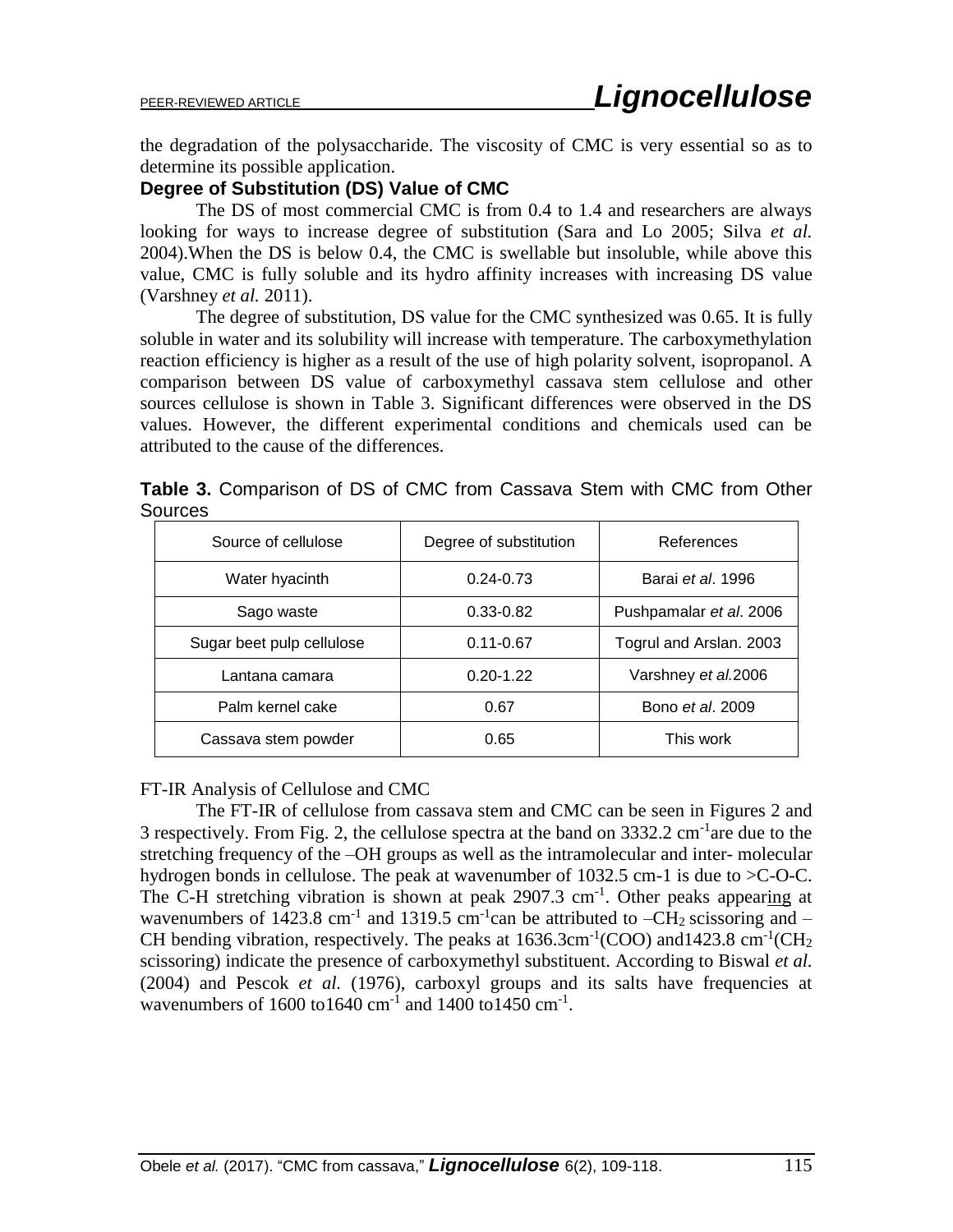the degradation of the polysaccharide. The viscosity of CMC is very essential so as to determine its possible application.

### Degree of Substitution (DS) Value of CMC

The DS of most commercial CMC is from 0.4 to 1.4 and researchers are always looking for ways to increase degree of substitution (Sara and Lo 2005; Silva *et al.* 2004).When the DS is below 0.4, the CMC is swellable but insoluble, while above this value, CMC is fully soluble and its hydro affinity increases with increasing DS value (Varshney *et al.* 2011).

The degree of substitution, DS value for the CMC synthesized was 0.65. It is fully soluble in water and its solubility will increase with temperature. The carboxymethylation reaction efficiency is higher as a result of the use of high polarity solvent, isopropanol. A comparison between DS value of carboxymethyl cassava stem cellulose and other sources cellulose is shown in Table 3. Significant differences were observed in the DS values. However, the different experimental conditions and chemicals used can be attributed to the cause of the differences.

**Table 3.** Comparison of DS of CMC from Cassava Stem with CMC from Other Sources

| Source of cellulose | Degree of substitution | References |
|---|---|---|
| Water hyacinth | 0.24-0.73 | Barai *et al*. 1996 |
| Sago waste | 0.33-0.82 | Pushpamalar *et al*. 2006 |
| Sugar beet pulp cellulose | 0.11-0.67 | Togrul and Arslan. 2003 |
| Lantana camara | 0.20-1.22 | Varshney *et al.*2006 |
| Palm kernel cake | 0.67 | Bono *et al*. 2009 |
| Cassava stem powder | 0.65 | This work |

FT-IR Analysis of Cellulose and CMC

The FT-IR of cellulose from cassava stem and CMC can be seen in Figures 2 and 3 respectively. From Fig. 2, the cellulose spectra at the band on 3332.2 $cm^{-1}$are due to the stretching frequency of the –OH groups as well as the intramolecular and inter- molecular hydrogen bonds in cellulose. The peak at wavenumber of 1032.5 cm-1 is due to >C-O-C. The C-H stretching vibration is shown at peak 2907.3 $cm^{-1}$. Other peaks appearing at wavenumbers of 1423.8 $cm^{-1}$ and 1319.5 $cm^{-1}$can be attributed to $–CH_2$ scissoring and –CH bending vibration, respectively. The peaks at 1636.3$cm^{-1}$(COO) and1423.8 $cm^{-1}$($CH_2$ scissoring) indicate the presence of carboxymethyl substituent. According to Biswal *et al.* (2004) and Pescok *et al.* (1976), carboxyl groups and its salts have frequencies at wavenumbers of 1600 to1640 $cm^{-1}$ and 1400 to1450 $cm^{-1}$.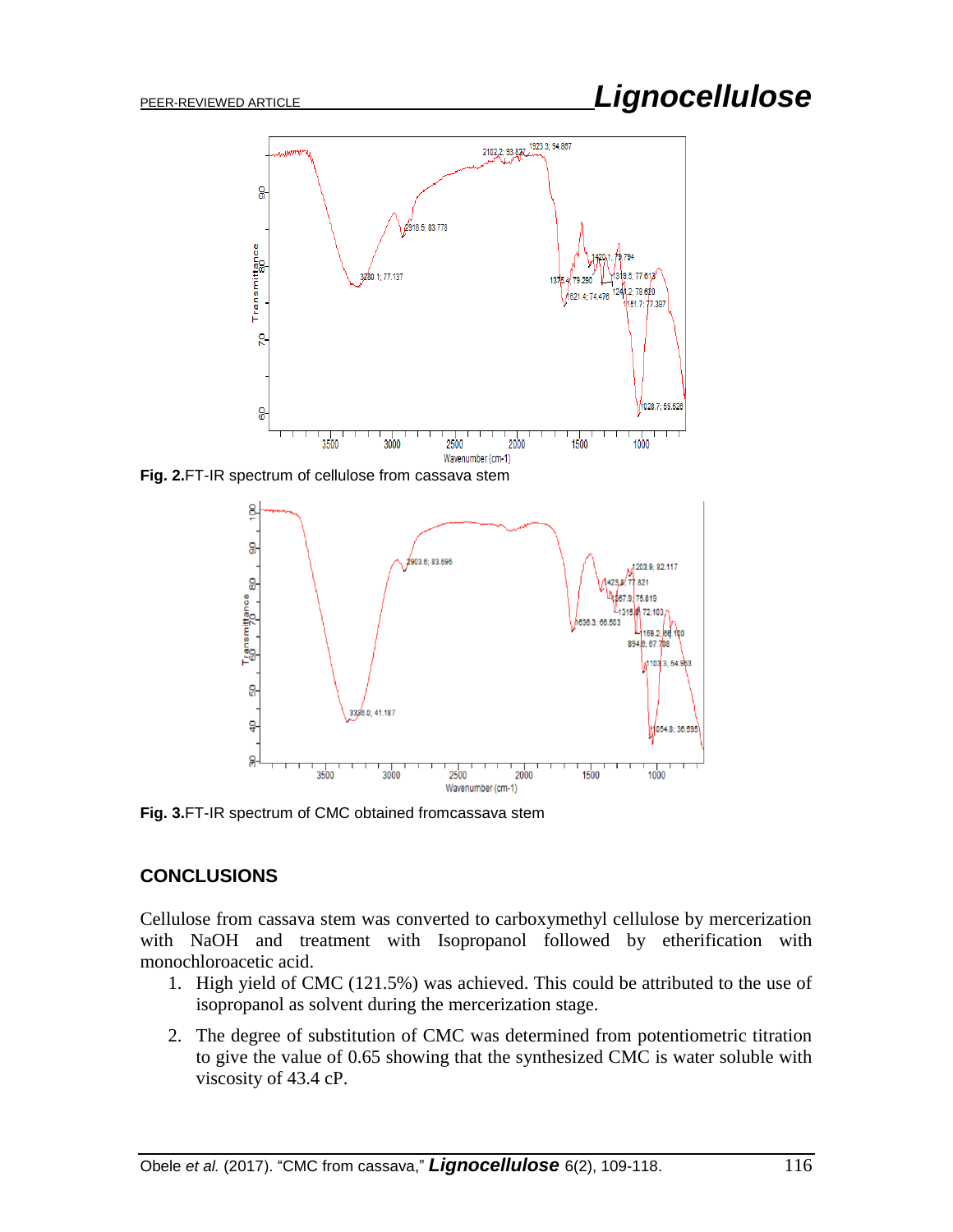**Fig. 2.** FT-IR spectrum of cellulose from cassava stem

**Fig. 3.** FT-IR spectrum of CMC obtained fromcassava stem

## CONCLUSIONS

Cellulose from cassava stem was converted to carboxymethyl cellulose by mercerization with NaOH and treatment with Isopropanol followed by etherification with monochloroacetic acid.

1. High yield of CMC (121.5%) was achieved. This could be attributed to the use of isopropanol as solvent during the mercerization stage.
2. The degree of substitution of CMC was determined from potentiometric titration to give the value of 0.65 showing that the synthesized CMC is water soluble with viscosity of 43.4 cP.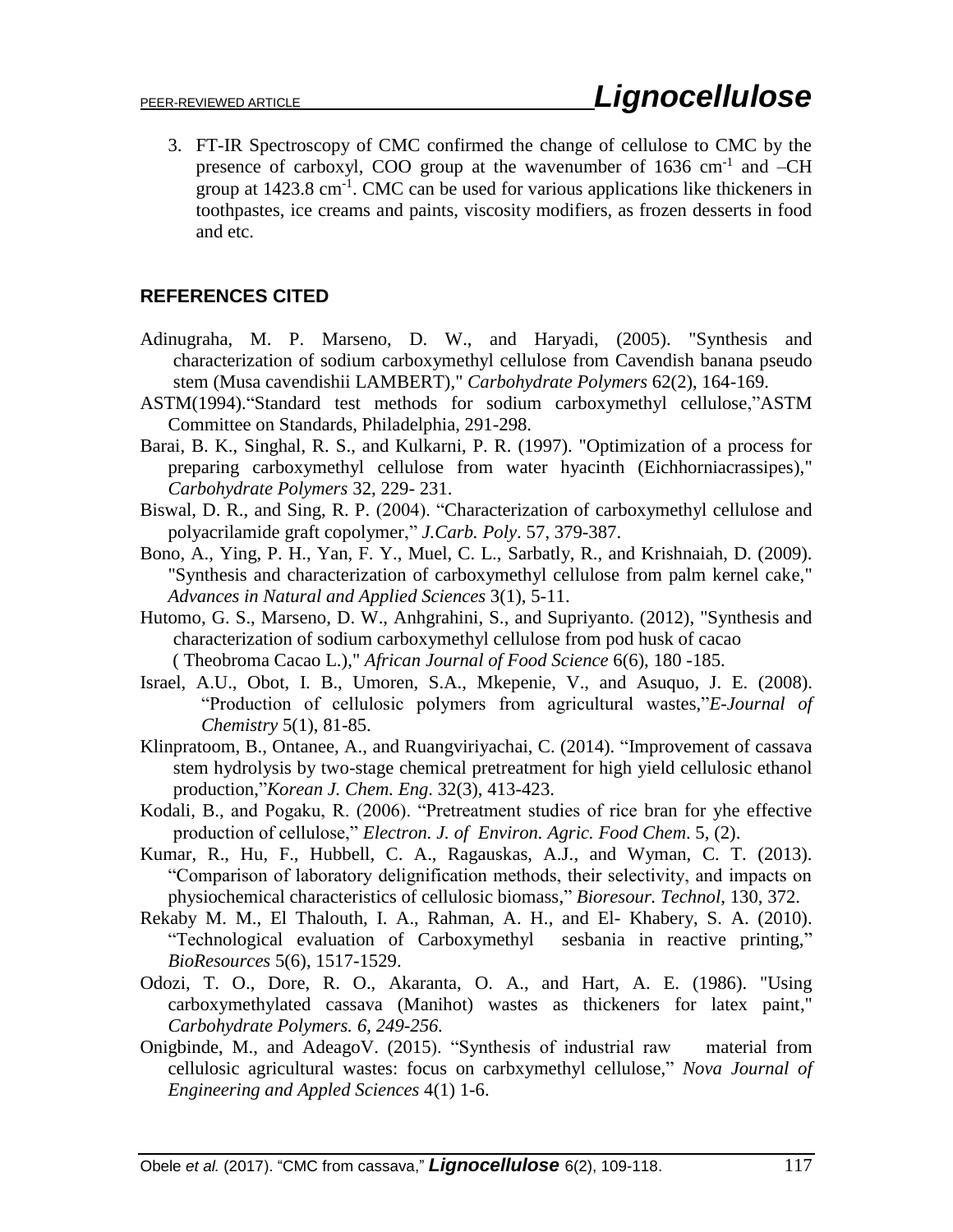3. FT-IR Spectroscopy of CMC confirmed the change of cellulose to CMC by the presence of carboxyl, COO group at the wavenumber of 1636 $cm^{-1}$ and –CH group at 1423.8 $cm^{-1}$. CMC can be used for various applications like thickeners in toothpastes, ice creams and paints, viscosity modifiers, as frozen desserts in food and etc.

## REFERENCES CITED

Adinugraha, M. P. Marseno, D. W., and Haryadi, (2005). "Synthesis and characterization of sodium carboxymethyl cellulose from Cavendish banana pseudo stem (Musa cavendishii LAMBERT)," *Carbohydrate Polymers* 62(2), 164-169.

ASTM(1994)."Standard test methods for sodium carboxymethyl cellulose,"ASTM Committee on Standards, Philadelphia, 291-298.

Barai, B. K., Singhal, R. S., and Kulkarni, P. R. (1997). "Optimization of a process for preparing carboxymethyl cellulose from water hyacinth (Eichhorniacrassipes)," *Carbohydrate Polymers* 32, 229- 231.

Biswal, D. R., and Sing, R. P. (2004). "Characterization of carboxymethyl cellulose and polyacrilamide graft copolymer," *J.Carb. Poly*. 57, 379-387.

Bono, A., Ying, P. H., Yan, F. Y., Muel, C. L., Sarbatly, R., and Krishnaiah, D. (2009). "Synthesis and characterization of carboxymethyl cellulose from palm kernel cake," *Advances in Natural and Applied Sciences* 3(1), 5-11.

Hutomo, G. S., Marseno, D. W., Anhgrahini, S., and Supriyanto. (2012), "Synthesis and characterization of sodium carboxymethyl cellulose from pod husk of cacao ( Theobroma Cacao L.)," *African Journal of Food Science* 6(6), 180 -185.

Israel, A.U., Obot, I. B., Umoren, S.A., Mkepenie, V., and Asuquo, J. E. (2008). "Production of cellulosic polymers from agricultural wastes,"*E-Journal of Chemistry* 5(1), 81-85.

Klinpratoom, B., Ontanee, A., and Ruangviriyachai, C. (2014). "Improvement of cassava stem hydrolysis by two-stage chemical pretreatment for high yield cellulosic ethanol production,"*Korean J. Chem. Eng*. 32(3), 413-423.

Kodali, B., and Pogaku, R. (2006). "Pretreatment studies of rice bran for yhe effective production of cellulose," *Electron. J. of Environ. Agric. Food Chem*. 5, (2).

Kumar, R., Hu, F., Hubbell, C. A., Ragauskas, A.J., and Wyman, C. T. (2013). "Comparison of laboratory delignification methods, their selectivity, and impacts on physiochemical characteristics of cellulosic biomass," *Bioresour. Technol*, 130, 372.

Rekaby M. M., El Thalouth, I. A., Rahman, A. H., and El- Khabery, S. A. (2010). "Technological evaluation of Carboxymethyl sesbania in reactive printing," *BioResources* 5(6), 1517-1529.

Odozi, T. O., Dore, R. O., Akaranta, O. A., and Hart, A. E. (1986). "Using carboxymethylated cassava (Manihot) wastes as thickeners for latex paint," *Carbohydrate Polymers. 6, 249-256.*

Onigbinde, M., and AdeagoV. (2015). "Synthesis of industrial raw material from cellulosic agricultural wastes: focus on carbxymethyl cellulose," *Nova Journal of Engineering and Appled Sciences* 4(1) 1-6.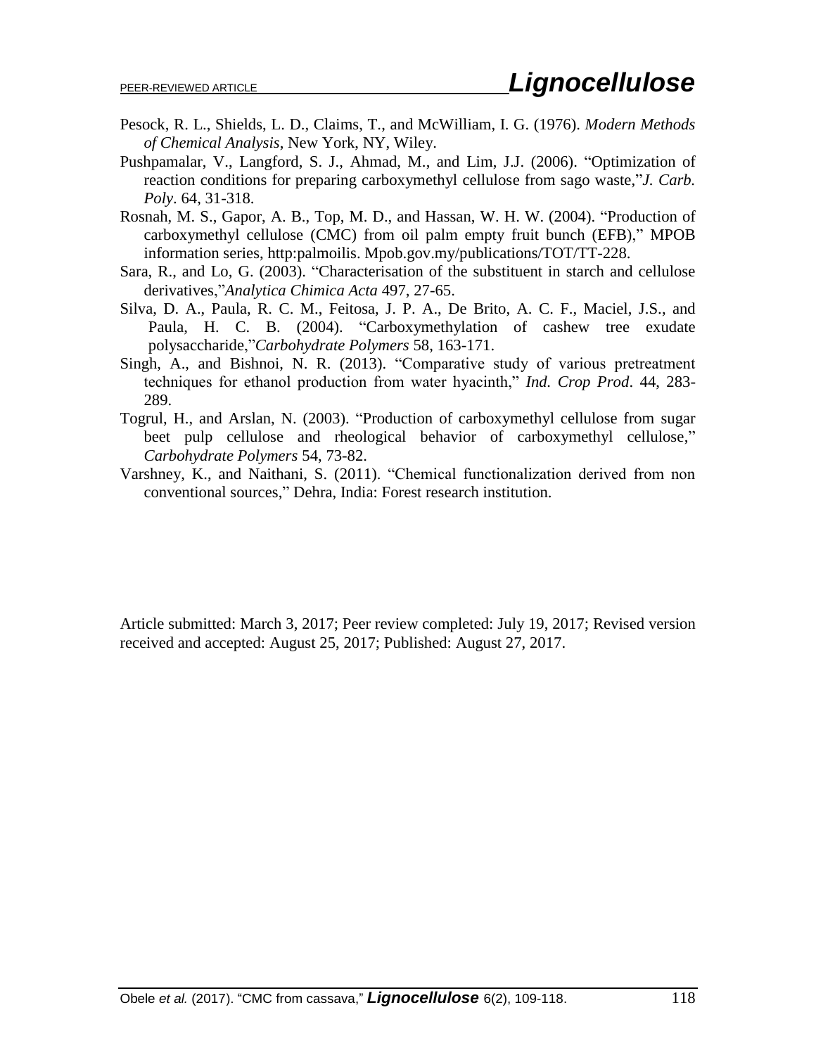Pesock, R. L., Shields, L. D., Claims, T., and McWilliam, I. G. (1976). *Modern Methods of Chemical Analysis*, New York, NY, Wiley.

Pushpamalar, V., Langford, S. J., Ahmad, M., and Lim, J.J. (2006). "Optimization of reaction conditions for preparing carboxymethyl cellulose from sago waste,"*J. Carb. Poly*. 64, 31-318.

Rosnah, M. S., Gapor, A. B., Top, M. D., and Hassan, W. H. W. (2004). "Production of carboxymethyl cellulose (CMC) from oil palm empty fruit bunch (EFB)," MPOB information series, http:palmoilis. Mpob.gov.my/publications/TOT/TT-228.

Sara, R., and Lo, G. (2003). "Characterisation of the substituent in starch and cellulose derivatives,"*Analytica Chimica Acta* 497, 27-65.

Silva, D. A., Paula, R. C. M., Feitosa, J. P. A., De Brito, A. C. F., Maciel, J.S., and Paula, H. C. B. (2004). "Carboxymethylation of cashew tree exudate polysaccharide,"*Carbohydrate Polymers* 58, 163-171.

Singh, A., and Bishnoi, N. R. (2013). "Comparative study of various pretreatment techniques for ethanol production from water hyacinth," *Ind. Crop Prod*. 44, 283-289.

Togrul, H., and Arslan, N. (2003). "Production of carboxymethyl cellulose from sugar beet pulp cellulose and rheological behavior of carboxymethyl cellulose," *Carbohydrate Polymers* 54, 73-82.

Varshney, K., and Naithani, S. (2011). "Chemical functionalization derived from non conventional sources," Dehra, India: Forest research institution.

Article submitted: March 3, 2017; Peer review completed: July 19, 2017; Revised version received and accepted: August 25, 2017; Published: August 27, 2017.